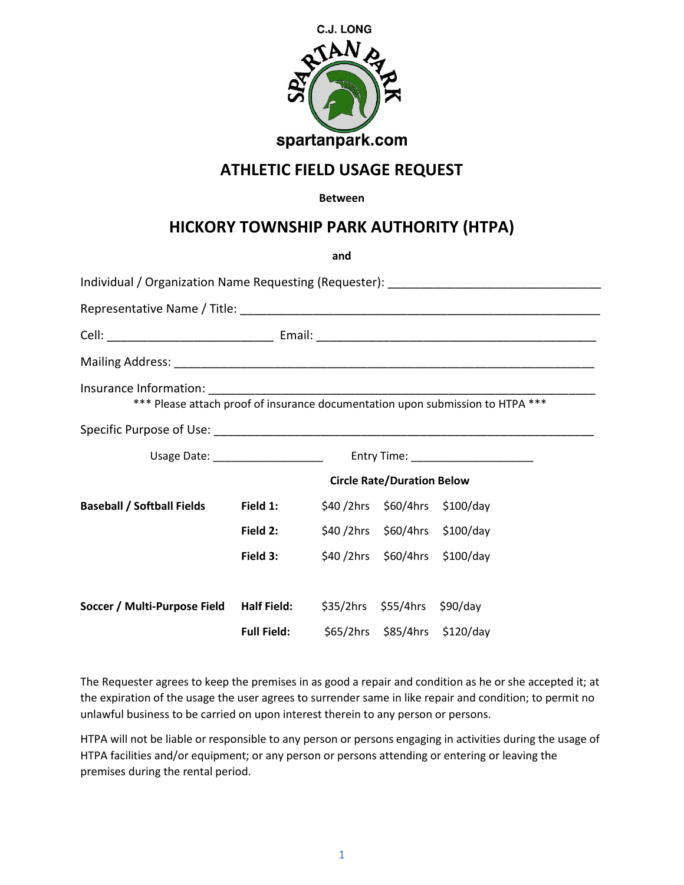C.J. LONG

SPARTAN PARK

spartanpark.com

# ATHLETIC FIELD USAGE REQUEST

**Between**

## HICKORY TOWNSHIP PARK AUTHORITY (HTPA)

**and**

Individual / Organization Name Requesting (Requester): ________________________________

Representative Name / Title: ________________________________________________________

Cell: _________________________ Email: ___________________________________________

Mailing Address: _______________________________________________________________

Insurance Information: ___________________________________________________________

*** Please attach proof of insurance documentation upon submission to HTPA ***

Specific Purpose of Use: _________________________________________________________

Usage Date: _________________ Entry Time: ___________________

| | | **Circle Rate/Duration Below** | | |
|---|---|---|---|---|
| **Baseball / Softball Fields** | **Field 1:** | $40 /2hrs | $60/4hrs | $100/day |
| | **Field 2:** | $40 /2hrs | $60/4hrs | $100/day |
| | **Field 3:** | $40 /2hrs | $60/4hrs | $100/day |
| **Soccer / Multi-Purpose Field** | **Half Field:** | $35/2hrs | $55/4hrs | $90/day |
| | **Full Field:** | $65/2hrs | $85/4hrs | $120/day |

The Requester agrees to keep the premises in as good a repair and condition as he or she accepted it; at the expiration of the usage the user agrees to surrender same in like repair and condition; to permit no unlawful business to be carried on upon interest therein to any person or persons.

HTPA will not be liable or responsible to any person or persons engaging in activities during the usage of HTPA facilities and/or equipment; or any person or persons attending or entering or leaving the premises during the rental period.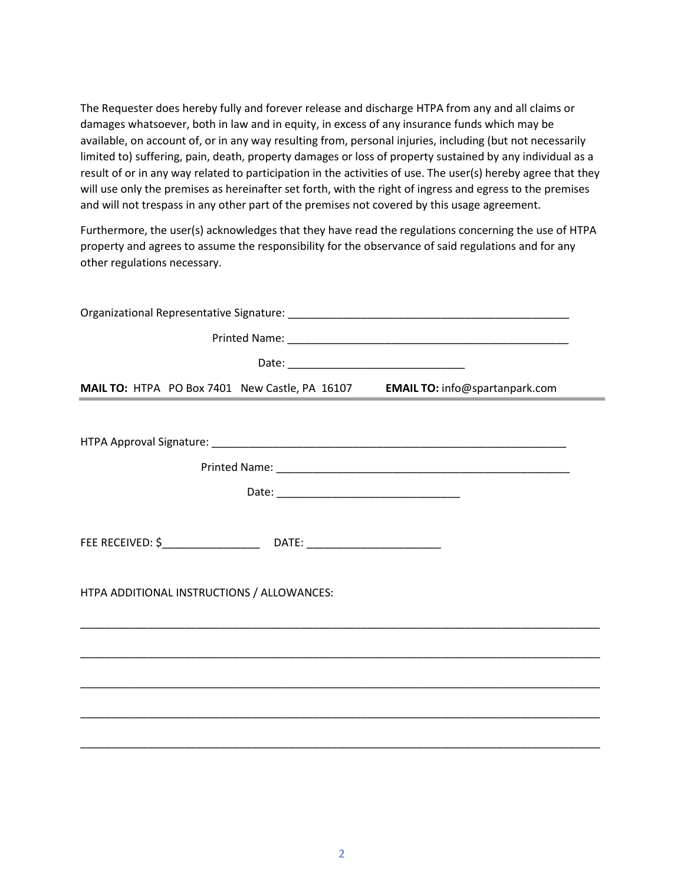The Requester does hereby fully and forever release and discharge HTPA from any and all claims or damages whatsoever, both in law and in equity, in excess of any insurance funds which may be available, on account of, or in any way resulting from, personal injuries, including (but not necessarily limited to) suffering, pain, death, property damages or loss of property sustained by any individual as a result of or in any way related to participation in the activities of use. The user(s) hereby agree that they will use only the premises as hereinafter set forth, with the right of ingress and egress to the premises and will not trespass in any other part of the premises not covered by this usage agreement.

Furthermore, the user(s) acknowledges that they have read the regulations concerning the use of HTPA property and agrees to assume the responsibility for the observance of said regulations and for any other regulations necessary.

Organizational Representative Signature: _______________________________________________

Printed Name: _______________________________________________

Date: _____________________________

**MAIL TO:** HTPA PO Box 7401 New Castle, PA 16107 **EMAIL TO:** info@spartanpark.com

---

HTPA Approval Signature: ____________________________________________________________

Printed Name: __________________________________________________

Date: ______________________________

FEE RECEIVED: $________________ DATE: ______________________

HTPA ADDITIONAL INSTRUCTIONS / ALLOWANCES:

_______________________________________________________________________________________

_______________________________________________________________________________________

_______________________________________________________________________________________

_______________________________________________________________________________________

_______________________________________________________________________________________